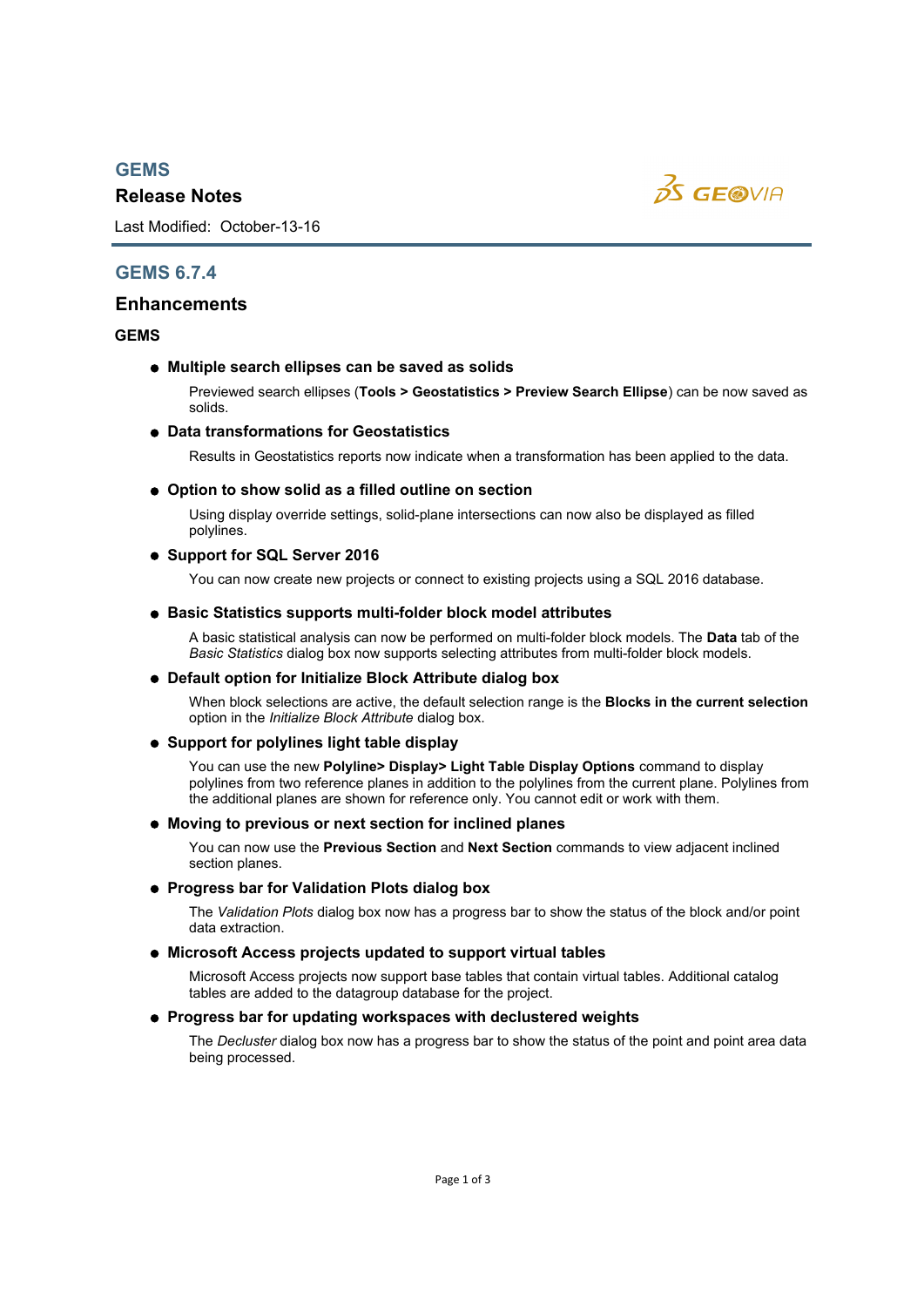# GEMS

**Release Notes**

Last Modified: October-13-16

## GEMS 6.7.4

### Enhancements

#### GEMS

- **Multiple search ellipses can be saved as solids**

  Previewed search ellipses (**Tools > Geostatistics > Preview Search Ellipse**) can be now saved as solids.

- **Data transformations for Geostatistics**

  Results in Geostatistics reports now indicate when a transformation has been applied to the data.

- **Option to show solid as a filled outline on section**

  Using display override settings, solid-plane intersections can now also be displayed as filled polylines.

- **Support for SQL Server 2016**

  You can now create new projects or connect to existing projects using a SQL 2016 database.

- **Basic Statistics supports multi-folder block model attributes**

  A basic statistical analysis can now be performed on multi-folder block models. The **Data** tab of the *Basic Statistics* dialog box now supports selecting attributes from multi-folder block models.

- **Default option for Initialize Block Attribute dialog box**

  When block selections are active, the default selection range is the **Blocks in the current selection** option in the *Initialize Block Attribute* dialog box.

- **Support for polylines light table display**

  You can use the new **Polyline> Display> Light Table Display Options** command to display polylines from two reference planes in addition to the polylines from the current plane. Polylines from the additional planes are shown for reference only. You cannot edit or work with them.

- **Moving to previous or next section for inclined planes**

  You can now use the **Previous Section** and **Next Section** commands to view adjacent inclined section planes.

- **Progress bar for Validation Plots dialog box**

  The *Validation Plots* dialog box now has a progress bar to show the status of the block and/or point data extraction.

- **Microsoft Access projects updated to support virtual tables**

  Microsoft Access projects now support base tables that contain virtual tables. Additional catalog tables are added to the datagroup database for the project.

- **Progress bar for updating workspaces with declustered weights**

  The *Decluster* dialog box now has a progress bar to show the status of the point and point area data being processed.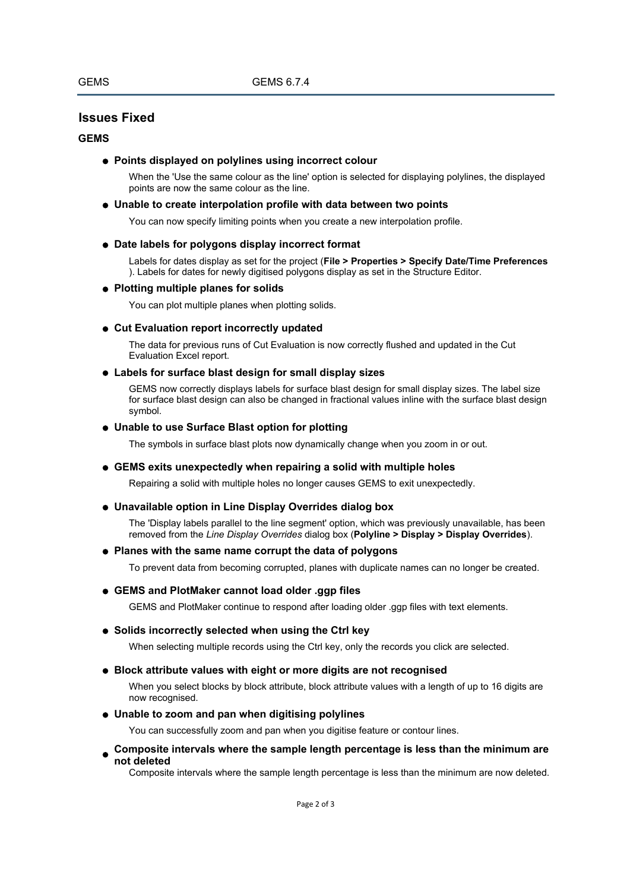## Issues Fixed

### GEMS

- **Points displayed on polylines using incorrect colour**

  When the 'Use the same colour as the line' option is selected for displaying polylines, the displayed points are now the same colour as the line.

- **Unable to create interpolation profile with data between two points**

  You can now specify limiting points when you create a new interpolation profile.

- **Date labels for polygons display incorrect format**

  Labels for dates display as set for the project (**File > Properties > Specify Date/Time Preferences** ). Labels for dates for newly digitised polygons display as set in the Structure Editor.

- **Plotting multiple planes for solids**

  You can plot multiple planes when plotting solids.

- **Cut Evaluation report incorrectly updated**

  The data for previous runs of Cut Evaluation is now correctly flushed and updated in the Cut Evaluation Excel report.

- **Labels for surface blast design for small display sizes**

  GEMS now correctly displays labels for surface blast design for small display sizes. The label size for surface blast design can also be changed in fractional values inline with the surface blast design symbol.

- **Unable to use Surface Blast option for plotting**

  The symbols in surface blast plots now dynamically change when you zoom in or out.

- **GEMS exits unexpectedly when repairing a solid with multiple holes**

  Repairing a solid with multiple holes no longer causes GEMS to exit unexpectedly.

- **Unavailable option in Line Display Overrides dialog box**

  The 'Display labels parallel to the line segment' option, which was previously unavailable, has been removed from the *Line Display Overrides* dialog box (**Polyline > Display > Display Overrides**).

- **Planes with the same name corrupt the data of polygons**

  To prevent data from becoming corrupted, planes with duplicate names can no longer be created.

- **GEMS and PlotMaker cannot load older .ggp files**

  GEMS and PlotMaker continue to respond after loading older .ggp files with text elements.

- **Solids incorrectly selected when using the Ctrl key**

  When selecting multiple records using the Ctrl key, only the records you click are selected.

- **Block attribute values with eight or more digits are not recognised**

  When you select blocks by block attribute, block attribute values with a length of up to 16 digits are now recognised.

- **Unable to zoom and pan when digitising polylines**

  You can successfully zoom and pan when you digitise feature or contour lines.

- **Composite intervals where the sample length percentage is less than the minimum are not deleted**

  Composite intervals where the sample length percentage is less than the minimum are now deleted.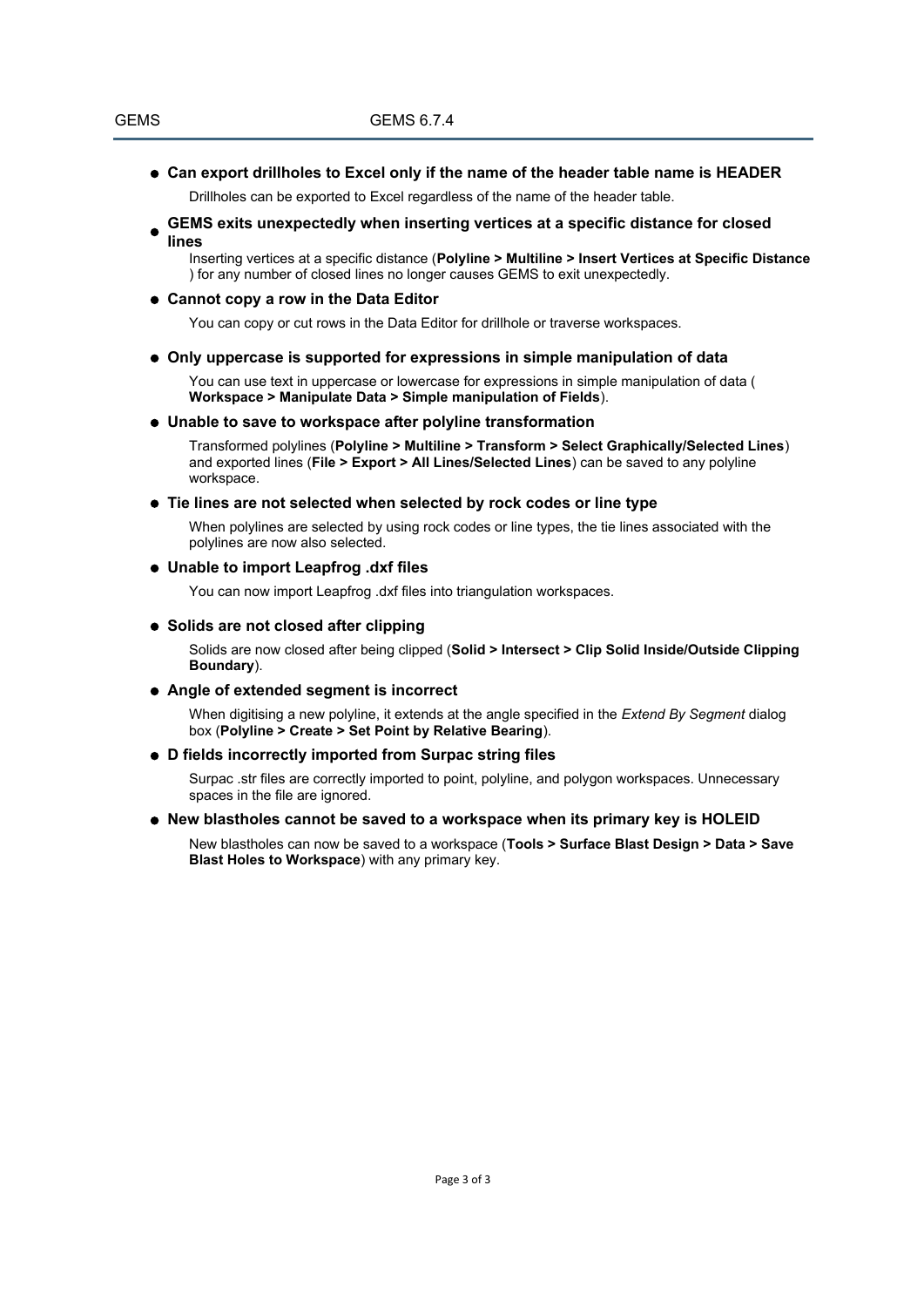- **Can export drillholes to Excel only if the name of the header table name is HEADER**

  Drillholes can be exported to Excel regardless of the name of the header table.

- **GEMS exits unexpectedly when inserting vertices at a specific distance for closed lines**

  Inserting vertices at a specific distance (**Polyline > Multiline > Insert Vertices at Specific Distance** ) for any number of closed lines no longer causes GEMS to exit unexpectedly.

- **Cannot copy a row in the Data Editor**

  You can copy or cut rows in the Data Editor for drillhole or traverse workspaces.

- **Only uppercase is supported for expressions in simple manipulation of data**

  You can use text in uppercase or lowercase for expressions in simple manipulation of data ( **Workspace > Manipulate Data > Simple manipulation of Fields**).

- **Unable to save to workspace after polyline transformation**

  Transformed polylines (**Polyline > Multiline > Transform > Select Graphically/Selected Lines**) and exported lines (**File > Export > All Lines/Selected Lines**) can be saved to any polyline workspace.

- **Tie lines are not selected when selected by rock codes or line type**

  When polylines are selected by using rock codes or line types, the tie lines associated with the polylines are now also selected.

- **Unable to import Leapfrog .dxf files**

  You can now import Leapfrog .dxf files into triangulation workspaces.

- **Solids are not closed after clipping**

  Solids are now closed after being clipped (**Solid > Intersect > Clip Solid Inside/Outside Clipping Boundary**).

- **Angle of extended segment is incorrect**

  When digitising a new polyline, it extends at the angle specified in the *Extend By Segment* dialog box (**Polyline > Create > Set Point by Relative Bearing**).

- **D fields incorrectly imported from Surpac string files**

  Surpac .str files are correctly imported to point, polyline, and polygon workspaces. Unnecessary spaces in the file are ignored.

- **New blastholes cannot be saved to a workspace when its primary key is HOLEID**

  New blastholes can now be saved to a workspace (**Tools > Surface Blast Design > Data > Save Blast Holes to Workspace**) with any primary key.